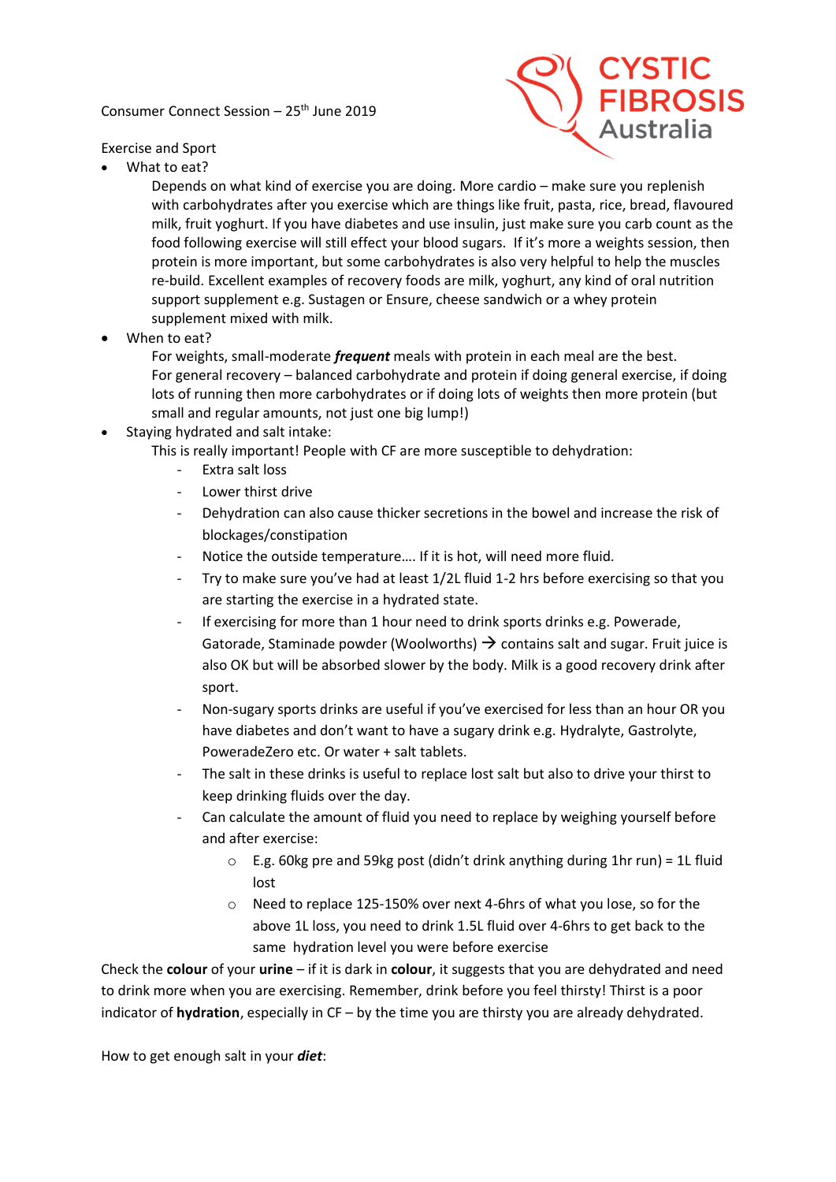Consumer Connect Session – 25th June 2019

Exercise and Sport

- What to eat?

  Depends on what kind of exercise you are doing. More cardio – make sure you replenish with carbohydrates after you exercise which are things like fruit, pasta, rice, bread, flavoured milk, fruit yoghurt. If you have diabetes and use insulin, just make sure you carb count as the food following exercise will still effect your blood sugars. If it's more a weights session, then protein is more important, but some carbohydrates is also very helpful to help the muscles re-build. Excellent examples of recovery foods are milk, yoghurt, any kind of oral nutrition support supplement e.g. Sustagen or Ensure, cheese sandwich or a whey protein supplement mixed with milk.

- When to eat?

  For weights, small-moderate ***frequent*** meals with protein in each meal are the best.
  For general recovery – balanced carbohydrate and protein if doing general exercise, if doing lots of running then more carbohydrates or if doing lots of weights then more protein (but small and regular amounts, not just one big lump!)

- Staying hydrated and salt intake:

  This is really important! People with CF are more susceptible to dehydration:

  - Extra salt loss
  - Lower thirst drive
  - Dehydration can also cause thicker secretions in the bowel and increase the risk of blockages/constipation
  - Notice the outside temperature…. If it is hot, will need more fluid.
  - Try to make sure you've had at least 1/2L fluid 1-2 hrs before exercising so that you are starting the exercise in a hydrated state.
  - If exercising for more than 1 hour need to drink sports drinks e.g. Powerade, Gatorade, Staminade powder (Woolworths) → contains salt and sugar. Fruit juice is also OK but will be absorbed slower by the body. Milk is a good recovery drink after sport.
  - Non-sugary sports drinks are useful if you've exercised for less than an hour OR you have diabetes and don't want to have a sugary drink e.g. Hydralyte, Gastrolyte, PoweradeZero etc. Or water + salt tablets.
  - The salt in these drinks is useful to replace lost salt but also to drive your thirst to keep drinking fluids over the day.
  - Can calculate the amount of fluid you need to replace by weighing yourself before and after exercise:
    - E.g. 60kg pre and 59kg post (didn't drink anything during 1hr run) = 1L fluid lost
    - Need to replace 125-150% over next 4-6hrs of what you lose, so for the above 1L loss, you need to drink 1.5L fluid over 4-6hrs to get back to the same hydration level you were before exercise

Check the **colour** of your **urine** – if it is dark in **colour**, it suggests that you are dehydrated and need to drink more when you are exercising. Remember, drink before you feel thirsty! Thirst is a poor indicator of **hydration**, especially in CF – by the time you are thirsty you are already dehydrated.

How to get enough salt in your ***diet***: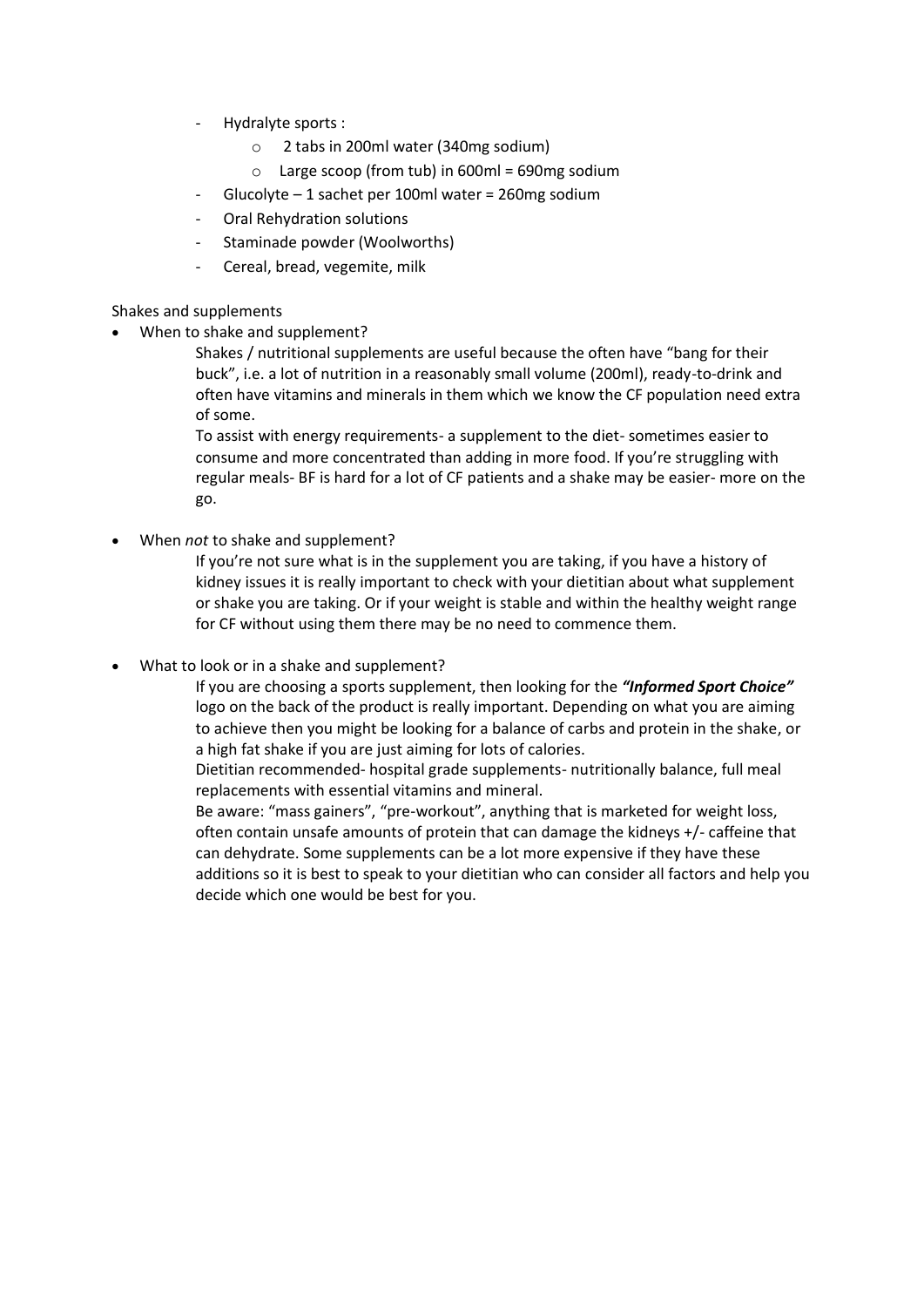- Hydralyte sports :
    - 2 tabs in 200ml water (340mg sodium)
    - Large scoop (from tub) in 600ml = 690mg sodium
- Glucolyte – 1 sachet per 100ml water = 260mg sodium
- Oral Rehydration solutions
- Staminade powder (Woolworths)
- Cereal, bread, vegemite, milk

Shakes and supplements

- When to shake and supplement?

  Shakes / nutritional supplements are useful because the often have "bang for their buck", i.e. a lot of nutrition in a reasonably small volume (200ml), ready-to-drink and often have vitamins and minerals in them which we know the CF population need extra of some.

  To assist with energy requirements- a supplement to the diet- sometimes easier to consume and more concentrated than adding in more food. If you're struggling with regular meals- BF is hard for a lot of CF patients and a shake may be easier- more on the go.

- When *not* to shake and supplement?

  If you're not sure what is in the supplement you are taking, if you have a history of kidney issues it is really important to check with your dietitian about what supplement or shake you are taking. Or if your weight is stable and within the healthy weight range for CF without using them there may be no need to commence them.

- What to look or in a shake and supplement?

  If you are choosing a sports supplement, then looking for the ***"Informed Sport Choice"*** logo on the back of the product is really important. Depending on what you are aiming to achieve then you might be looking for a balance of carbs and protein in the shake, or a high fat shake if you are just aiming for lots of calories.

  Dietitian recommended- hospital grade supplements- nutritionally balance, full meal replacements with essential vitamins and mineral.

  Be aware: "mass gainers", "pre-workout", anything that is marketed for weight loss, often contain unsafe amounts of protein that can damage the kidneys +/- caffeine that can dehydrate. Some supplements can be a lot more expensive if they have these additions so it is best to speak to your dietitian who can consider all factors and help you decide which one would be best for you.